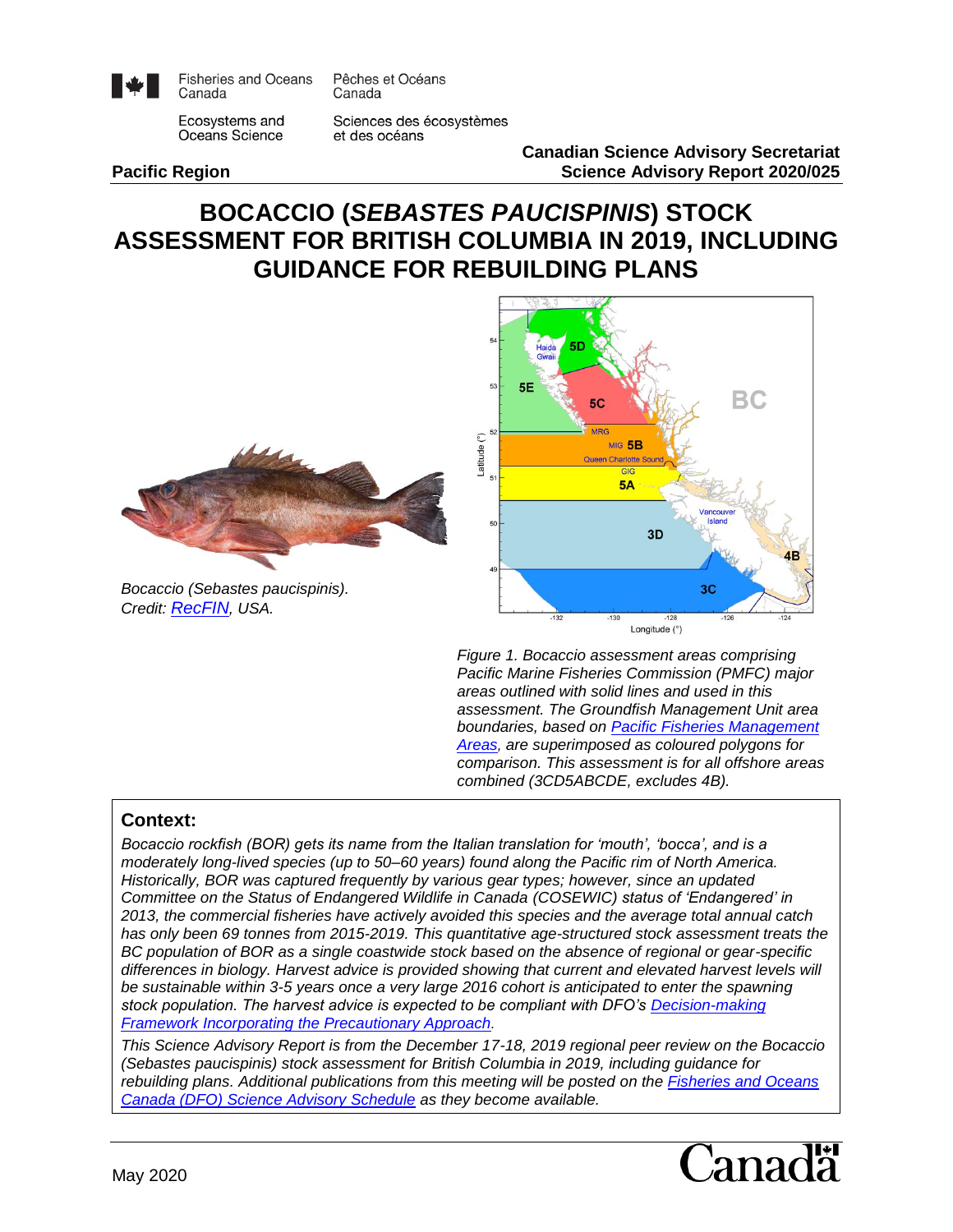Fisheries and Oceans Canada / Pêches et Océans Canada

Ecosystems and Oceans Science / Sciences des écosystèmes et des océans

**Pacific Region**

**Canadian Science Advisory Secretariat**
**Science Advisory Report 2020/025**

# BOCACCIO (*SEBASTES PAUCISPINIS*) STOCK ASSESSMENT FOR BRITISH COLUMBIA IN 2019, INCLUDING GUIDANCE FOR REBUILDING PLANS

*Bocaccio (Sebastes paucispinis). Credit: RecFIN, USA.*

*Figure 1. Bocaccio assessment areas comprising Pacific Marine Fisheries Commission (PMFC) major areas outlined with solid lines and used in this assessment. The Groundfish Management Unit area boundaries, based on Pacific Fisheries Management Areas, are superimposed as coloured polygons for comparison. This assessment is for all offshore areas combined (3CD5ABCDE, excludes 4B).*

## Context:

*Bocaccio rockfish (BOR) gets its name from the Italian translation for 'mouth', 'bocca', and is a moderately long-lived species (up to 50–60 years) found along the Pacific rim of North America. Historically, BOR was captured frequently by various gear types; however, since an updated Committee on the Status of Endangered Wildlife in Canada (COSEWIC) status of 'Endangered' in 2013, the commercial fisheries have actively avoided this species and the average total annual catch has only been 69 tonnes from 2015-2019. This quantitative age-structured stock assessment treats the BC population of BOR as a single coastwide stock based on the absence of regional or gear-specific differences in biology. Harvest advice is provided showing that current and elevated harvest levels will be sustainable within 3-5 years once a very large 2016 cohort is anticipated to enter the spawning stock population. The harvest advice is expected to be compliant with DFO's Decision-making Framework Incorporating the Precautionary Approach.*

*This Science Advisory Report is from the December 17-18, 2019 regional peer review on the Bocaccio (Sebastes paucispinis) stock assessment for British Columbia in 2019, including guidance for rebuilding plans. Additional publications from this meeting will be posted on the Fisheries and Oceans Canada (DFO) Science Advisory Schedule as they become available.*

May 2020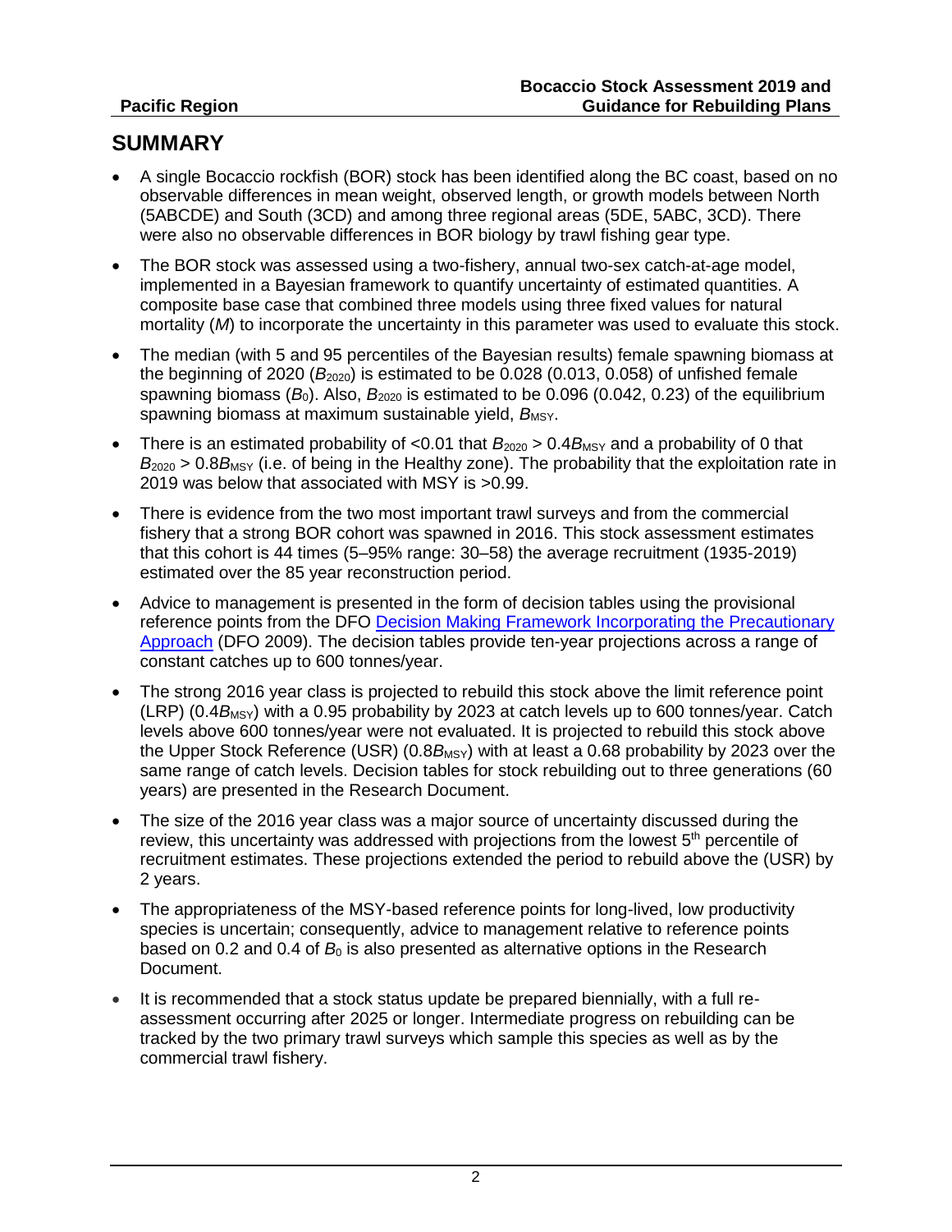## SUMMARY

- A single Bocaccio rockfish (BOR) stock has been identified along the BC coast, based on no observable differences in mean weight, observed length, or growth models between North (5ABCDE) and South (3CD) and among three regional areas (5DE, 5ABC, 3CD). There were also no observable differences in BOR biology by trawl fishing gear type.
- The BOR stock was assessed using a two-fishery, annual two-sex catch-at-age model, implemented in a Bayesian framework to quantify uncertainty of estimated quantities. A composite base case that combined three models using three fixed values for natural mortality ($M$) to incorporate the uncertainty in this parameter was used to evaluate this stock.
- The median (with 5 and 95 percentiles of the Bayesian results) female spawning biomass at the beginning of 2020 ($B_{2020}$) is estimated to be 0.028 (0.013, 0.058) of unfished female spawning biomass ($B_0$). Also, $B_{2020}$ is estimated to be 0.096 (0.042, 0.23) of the equilibrium spawning biomass at maximum sustainable yield, $B_{MSY}$.
- There is an estimated probability of <0.01 that $B_{2020} > 0.4B_{MSY}$ and a probability of 0 that $B_{2020} > 0.8B_{MSY}$ (i.e. of being in the Healthy zone). The probability that the exploitation rate in 2019 was below that associated with MSY is >0.99.
- There is evidence from the two most important trawl surveys and from the commercial fishery that a strong BOR cohort was spawned in 2016. This stock assessment estimates that this cohort is 44 times (5–95% range: 30–58) the average recruitment (1935-2019) estimated over the 85 year reconstruction period.
- Advice to management is presented in the form of decision tables using the provisional reference points from the DFO [Decision Making Framework Incorporating the Precautionary Approach](#) (DFO 2009). The decision tables provide ten-year projections across a range of constant catches up to 600 tonnes/year.
- The strong 2016 year class is projected to rebuild this stock above the limit reference point (LRP) ($0.4B_{MSY}$) with a 0.95 probability by 2023 at catch levels up to 600 tonnes/year. Catch levels above 600 tonnes/year were not evaluated. It is projected to rebuild this stock above the Upper Stock Reference (USR) ($0.8B_{MSY}$) with at least a 0.68 probability by 2023 over the same range of catch levels. Decision tables for stock rebuilding out to three generations (60 years) are presented in the Research Document.
- The size of the 2016 year class was a major source of uncertainty discussed during the review, this uncertainty was addressed with projections from the lowest 5th percentile of recruitment estimates. These projections extended the period to rebuild above the (USR) by 2 years.
- The appropriateness of the MSY-based reference points for long-lived, low productivity species is uncertain; consequently, advice to management relative to reference points based on 0.2 and 0.4 of $B_0$ is also presented as alternative options in the Research Document.
- It is recommended that a stock status update be prepared biennially, with a full re-assessment occurring after 2025 or longer. Intermediate progress on rebuilding can be tracked by the two primary trawl surveys which sample this species as well as by the commercial trawl fishery.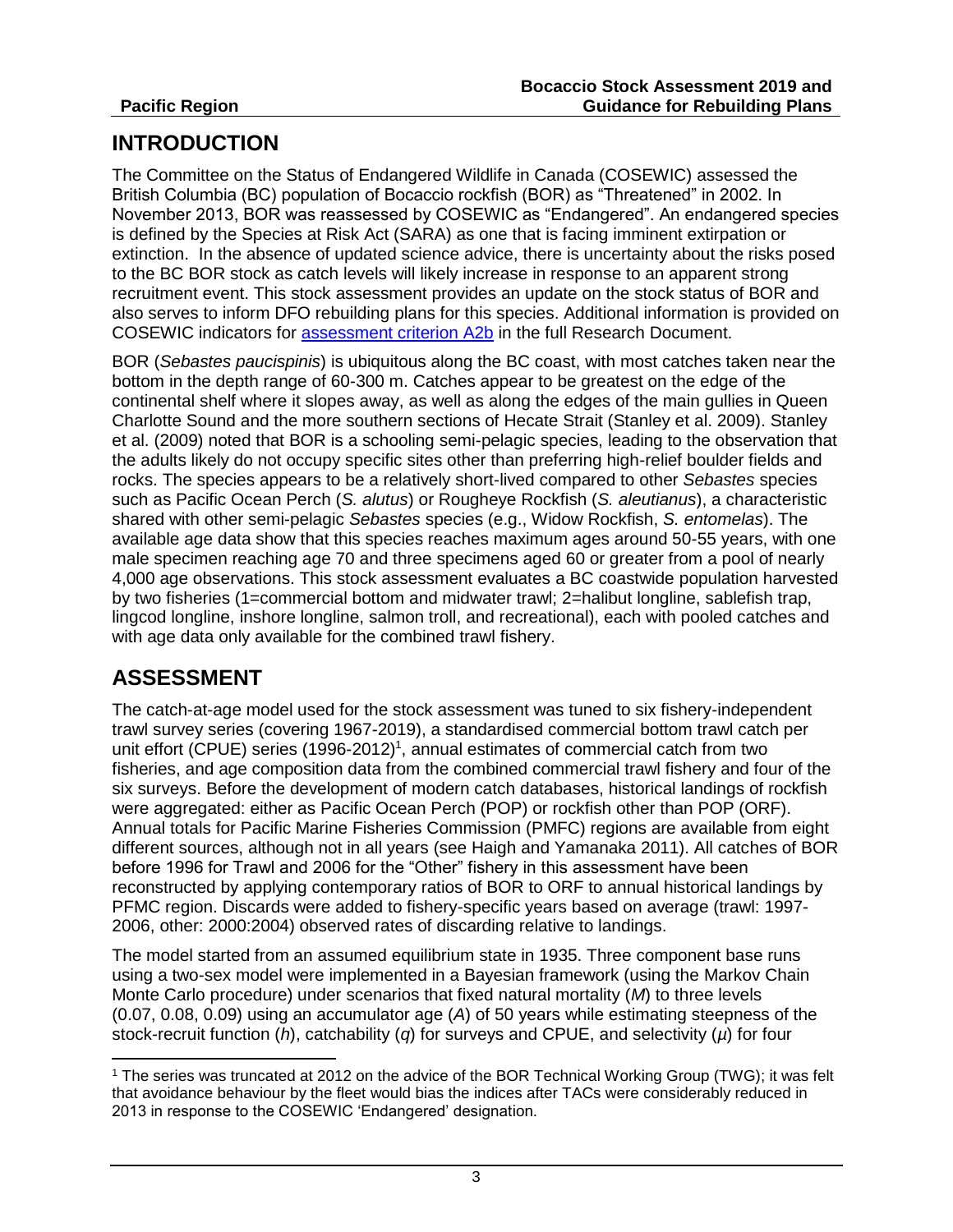## INTRODUCTION

The Committee on the Status of Endangered Wildlife in Canada (COSEWIC) assessed the British Columbia (BC) population of Bocaccio rockfish (BOR) as "Threatened" in 2002. In November 2013, BOR was reassessed by COSEWIC as "Endangered". An endangered species is defined by the Species at Risk Act (SARA) as one that is facing imminent extirpation or extinction. In the absence of updated science advice, there is uncertainty about the risks posed to the BC BOR stock as catch levels will likely increase in response to an apparent strong recruitment event. This stock assessment provides an update on the stock status of BOR and also serves to inform DFO rebuilding plans for this species. Additional information is provided on COSEWIC indicators for [assessment criterion A2b](#) in the full Research Document.

BOR (*Sebastes paucispinis*) is ubiquitous along the BC coast, with most catches taken near the bottom in the depth range of 60-300 m. Catches appear to be greatest on the edge of the continental shelf where it slopes away, as well as along the edges of the main gullies in Queen Charlotte Sound and the more southern sections of Hecate Strait (Stanley et al. 2009). Stanley et al. (2009) noted that BOR is a schooling semi-pelagic species, leading to the observation that the adults likely do not occupy specific sites other than preferring high-relief boulder fields and rocks. The species appears to be a relatively short-lived compared to other *Sebastes* species such as Pacific Ocean Perch (*S. alutus*) or Rougheye Rockfish (*S. aleutianus*), a characteristic shared with other semi-pelagic *Sebastes* species (e.g., Widow Rockfish, *S. entomelas*). The available age data show that this species reaches maximum ages around 50-55 years, with one male specimen reaching age 70 and three specimens aged 60 or greater from a pool of nearly 4,000 age observations. This stock assessment evaluates a BC coastwide population harvested by two fisheries (1=commercial bottom and midwater trawl; 2=halibut longline, sablefish trap, lingcod longline, inshore longline, salmon troll, and recreational), each with pooled catches and with age data only available for the combined trawl fishery.

## ASSESSMENT

The catch-at-age model used for the stock assessment was tuned to six fishery-independent trawl survey series (covering 1967-2019), a standardised commercial bottom trawl catch per unit effort (CPUE) series (1996-2012)[1], annual estimates of commercial catch from two fisheries, and age composition data from the combined commercial trawl fishery and four of the six surveys. Before the development of modern catch databases, historical landings of rockfish were aggregated: either as Pacific Ocean Perch (POP) or rockfish other than POP (ORF). Annual totals for Pacific Marine Fisheries Commission (PMFC) regions are available from eight different sources, although not in all years (see Haigh and Yamanaka 2011). All catches of BOR before 1996 for Trawl and 2006 for the "Other" fishery in this assessment have been reconstructed by applying contemporary ratios of BOR to ORF to annual historical landings by PFMC region. Discards were added to fishery-specific years based on average (trawl: 1997-2006, other: 2000:2004) observed rates of discarding relative to landings.

The model started from an assumed equilibrium state in 1935. Three component base runs using a two-sex model were implemented in a Bayesian framework (using the Markov Chain Monte Carlo procedure) under scenarios that fixed natural mortality ($M$) to three levels (0.07, 0.08, 0.09) using an accumulator age ($A$) of 50 years while estimating steepness of the stock-recruit function ($h$), catchability ($q$) for surveys and CPUE, and selectivity ($\mu$) for four

[1] The series was truncated at 2012 on the advice of the BOR Technical Working Group (TWG); it was felt that avoidance behaviour by the fleet would bias the indices after TACs were considerably reduced in 2013 in response to the COSEWIC 'Endangered' designation.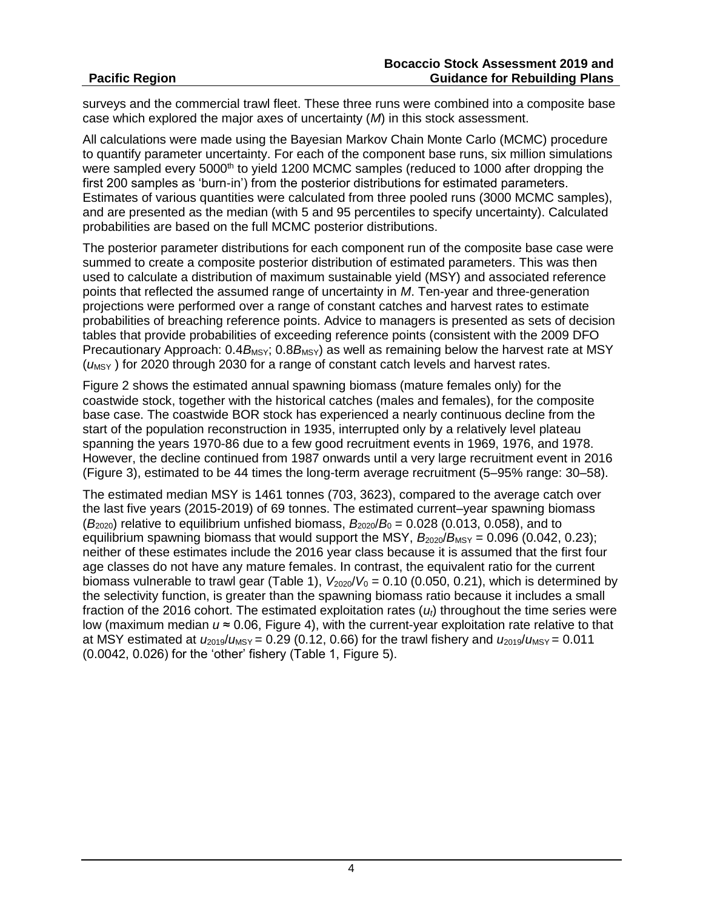surveys and the commercial trawl fleet. These three runs were combined into a composite base case which explored the major axes of uncertainty (*M*) in this stock assessment.

All calculations were made using the Bayesian Markov Chain Monte Carlo (MCMC) procedure to quantify parameter uncertainty. For each of the component base runs, six million simulations were sampled every 5000th to yield 1200 MCMC samples (reduced to 1000 after dropping the first 200 samples as 'burn-in') from the posterior distributions for estimated parameters. Estimates of various quantities were calculated from three pooled runs (3000 MCMC samples), and are presented as the median (with 5 and 95 percentiles to specify uncertainty). Calculated probabilities are based on the full MCMC posterior distributions.

The posterior parameter distributions for each component run of the composite base case were summed to create a composite posterior distribution of estimated parameters. This was then used to calculate a distribution of maximum sustainable yield (MSY) and associated reference points that reflected the assumed range of uncertainty in *M*. Ten-year and three-generation projections were performed over a range of constant catches and harvest rates to estimate probabilities of breaching reference points. Advice to managers is presented as sets of decision tables that provide probabilities of exceeding reference points (consistent with the 2009 DFO Precautionary Approach: $0.4B_{\text{MSY}}$; $0.8B_{\text{MSY}}$) as well as remaining below the harvest rate at MSY ($u_{\text{MSY}}$ ) for 2020 through 2030 for a range of constant catch levels and harvest rates.

Figure 2 shows the estimated annual spawning biomass (mature females only) for the coastwide stock, together with the historical catches (males and females), for the composite base case. The coastwide BOR stock has experienced a nearly continuous decline from the start of the population reconstruction in 1935, interrupted only by a relatively level plateau spanning the years 1970-86 due to a few good recruitment events in 1969, 1976, and 1978. However, the decline continued from 1987 onwards until a very large recruitment event in 2016 (Figure 3), estimated to be 44 times the long-term average recruitment (5–95% range: 30–58).

The estimated median MSY is 1461 tonnes (703, 3623), compared to the average catch over the last five years (2015-2019) of 69 tonnes. The estimated current–year spawning biomass ($B_{2020}$) relative to equilibrium unfished biomass, $B_{2020}/B_0 = 0.028$ (0.013, 0.058), and to equilibrium spawning biomass that would support the MSY, $B_{2020}/B_{\text{MSY}} = 0.096$ (0.042, 0.23); neither of these estimates include the 2016 year class because it is assumed that the first four age classes do not have any mature females. In contrast, the equivalent ratio for the current biomass vulnerable to trawl gear (Table 1), $V_{2020}/V_0 = 0.10$ (0.050, 0.21), which is determined by the selectivity function, is greater than the spawning biomass ratio because it includes a small fraction of the 2016 cohort. The estimated exploitation rates ($u_t$) throughout the time series were low (maximum median $u \approx 0.06$, Figure 4), with the current-year exploitation rate relative to that at MSY estimated at $u_{2019}/u_{\text{MSY}} = 0.29$ (0.12, 0.66) for the trawl fishery and $u_{2019}/u_{\text{MSY}} = 0.011$ (0.0042, 0.026) for the 'other' fishery (Table 1, Figure 5).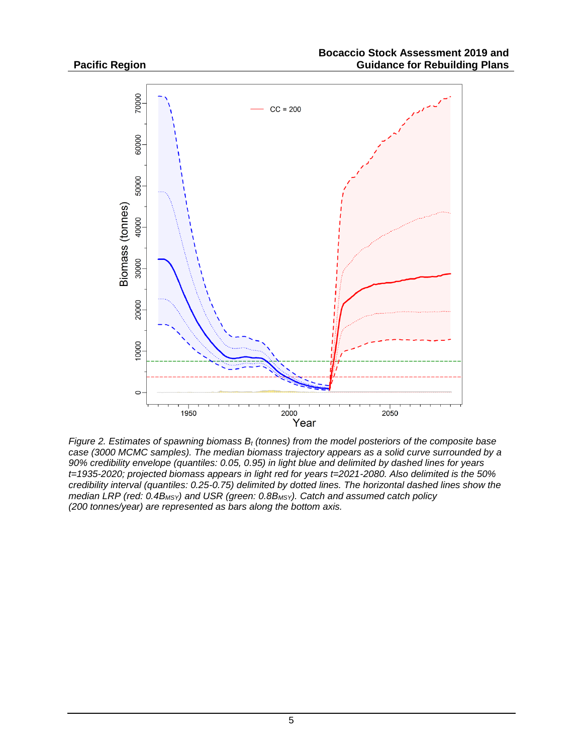*Figure 2. Estimates of spawning biomass $B_t$ (tonnes) from the model posteriors of the composite base case (3000 MCMC samples). The median biomass trajectory appears as a solid curve surrounded by a 90% credibility envelope (quantiles: 0.05, 0.95) in light blue and delimited by dashed lines for years t=1935-2020; projected biomass appears in light red for years t=2021-2080. Also delimited is the 50% credibility interval (quantiles: 0.25-0.75) delimited by dotted lines. The horizontal dashed lines show the median LRP (red: $0.4B_{MSY}$) and USR (green: $0.8B_{MSY}$). Catch and assumed catch policy (200 tonnes/year) are represented as bars along the bottom axis.*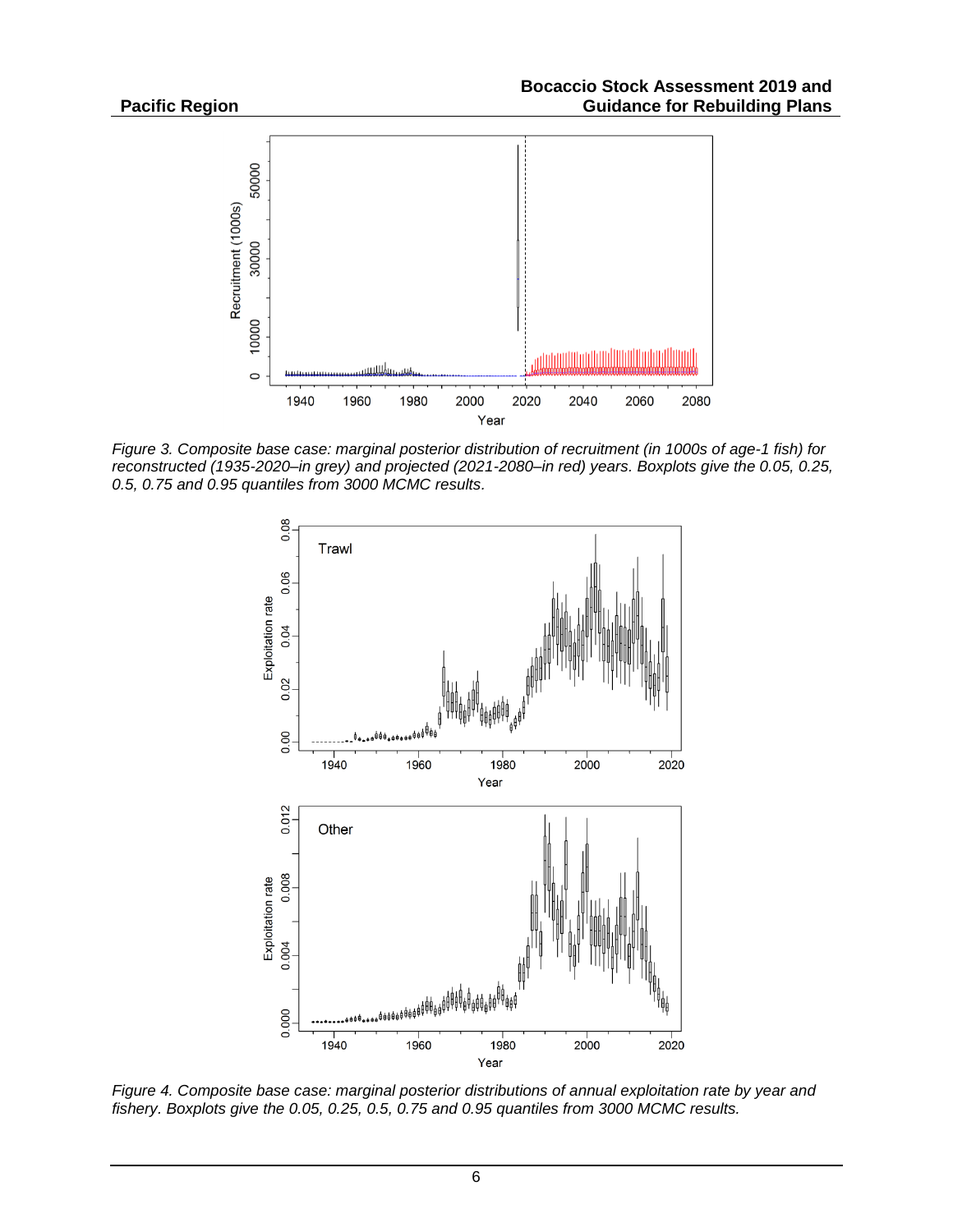*Figure 3. Composite base case: marginal posterior distribution of recruitment (in 1000s of age-1 fish) for reconstructed (1935-2020–in grey) and projected (2021-2080–in red) years. Boxplots give the 0.05, 0.25, 0.5, 0.75 and 0.95 quantiles from 3000 MCMC results.*

*Figure 4. Composite base case: marginal posterior distributions of annual exploitation rate by year and fishery. Boxplots give the 0.05, 0.25, 0.5, 0.75 and 0.95 quantiles from 3000 MCMC results.*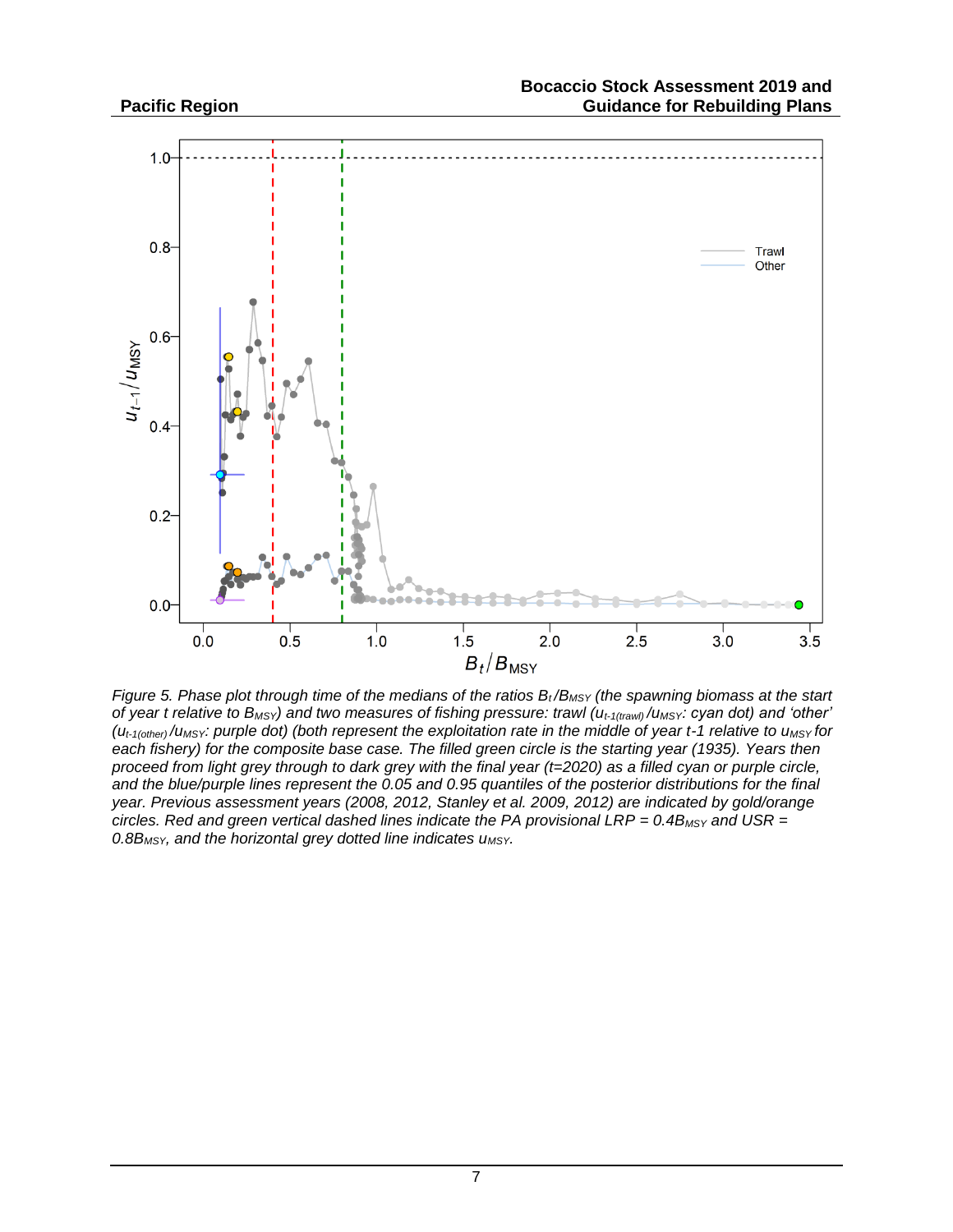*Figure 5. Phase plot through time of the medians of the ratios $B_t/B_{MSY}$ (the spawning biomass at the start of year t relative to $B_{MSY}$) and two measures of fishing pressure: trawl ($u_{t\text{-}1(trawl)}/u_{MSY}$: cyan dot) and 'other' ($u_{t\text{-}1(other)}/u_{MSY}$: purple dot) (both represent the exploitation rate in the middle of year t-1 relative to $u_{MSY}$ for each fishery) for the composite base case. The filled green circle is the starting year (1935). Years then proceed from light grey through to dark grey with the final year (t=2020) as a filled cyan or purple circle, and the blue/purple lines represent the 0.05 and 0.95 quantiles of the posterior distributions for the final year. Previous assessment years (2008, 2012, Stanley et al. 2009, 2012) are indicated by gold/orange circles. Red and green vertical dashed lines indicate the PA provisional LRP = $0.4B_{MSY}$ and USR = $0.8B_{MSY}$, and the horizontal grey dotted line indicates $u_{MSY}$.*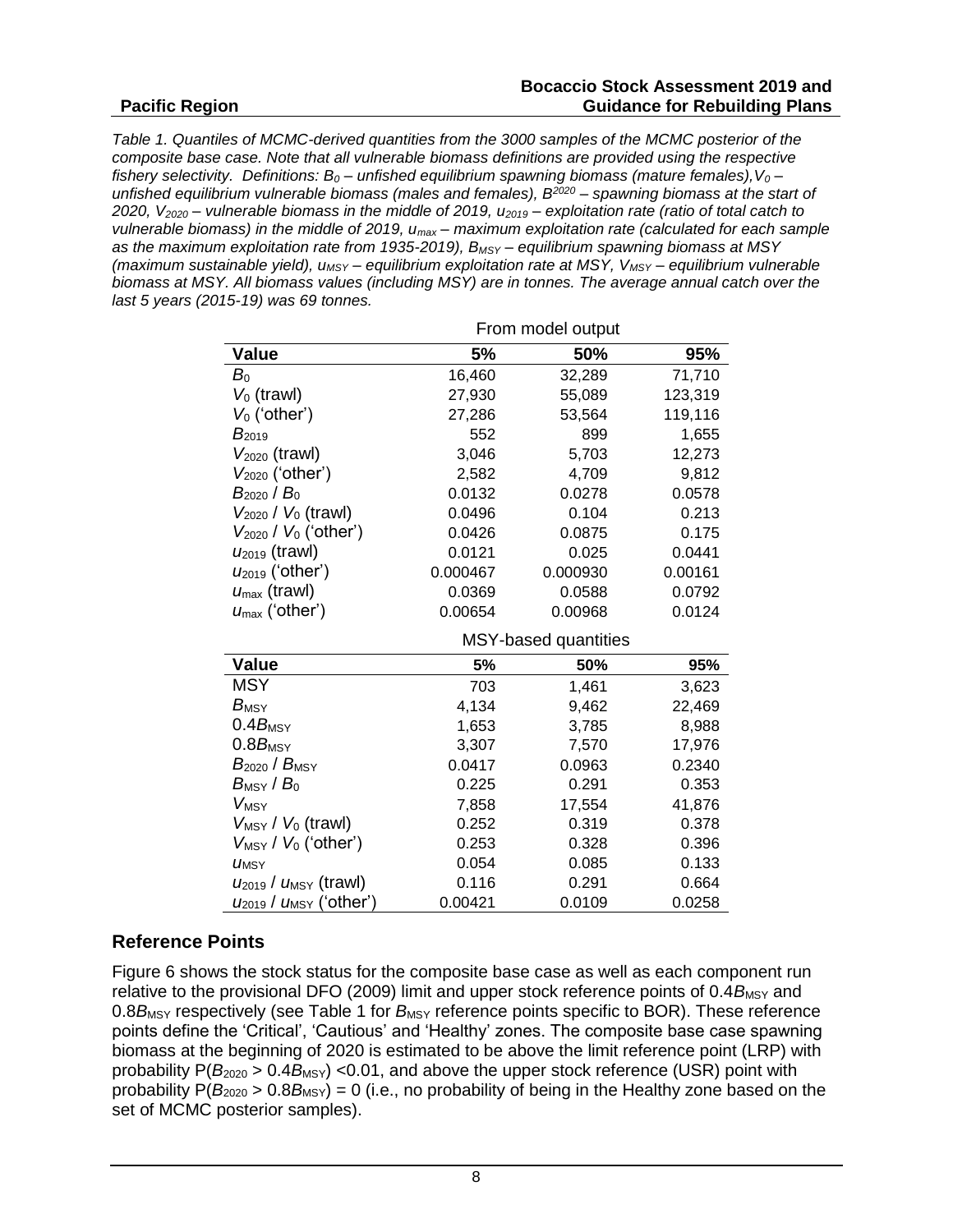*Table 1. Quantiles of MCMC-derived quantities from the 3000 samples of the MCMC posterior of the composite base case. Note that all vulnerable biomass definitions are provided using the respective fishery selectivity. Definitions: $B_0$ – unfished equilibrium spawning biomass (mature females), $V_0$ – unfished equilibrium vulnerable biomass (males and females), $B^{2020}$ – spawning biomass at the start of 2020, $V_{2020}$ – vulnerable biomass in the middle of 2019, $u_{2019}$ – exploitation rate (ratio of total catch to vulnerable biomass) in the middle of 2019, $u_{max}$ – maximum exploitation rate (calculated for each sample as the maximum exploitation rate from 1935-2019), $B_{MSY}$ – equilibrium spawning biomass at MSY (maximum sustainable yield), $u_{MSY}$ – equilibrium exploitation rate at MSY, $V_{MSY}$ – equilibrium vulnerable biomass at MSY. All biomass values (including MSY) are in tonnes. The average annual catch over the last 5 years (2015-19) was 69 tonnes.*

| | From model output | | |
|---|---|---|---|
| **Value** | **5%** | **50%** | **95%** |
| $B_0$ | 16,460 | 32,289 | 71,710 |
| $V_0$ (trawl) | 27,930 | 55,089 | 123,319 |
| $V_0$ ('other') | 27,286 | 53,564 | 119,116 |
| $B_{2019}$ | 552 | 899 | 1,655 |
| $V_{2020}$ (trawl) | 3,046 | 5,703 | 12,273 |
| $V_{2020}$ ('other') | 2,582 | 4,709 | 9,812 |
| $B_{2020}$ / $B_0$ | 0.0132 | 0.0278 | 0.0578 |
| $V_{2020}$ / $V_0$ (trawl) | 0.0496 | 0.104 | 0.213 |
| $V_{2020}$ / $V_0$ ('other') | 0.0426 | 0.0875 | 0.175 |
| $u_{2019}$ (trawl) | 0.0121 | 0.025 | 0.0441 |
| $u_{2019}$ ('other') | 0.000467 | 0.000930 | 0.00161 |
| $u_{max}$ (trawl) | 0.0369 | 0.0588 | 0.0792 |
| $u_{max}$ ('other') | 0.00654 | 0.00968 | 0.0124 |
| | **MSY-based quantities** | | |
| **Value** | **5%** | **50%** | **95%** |
| MSY | 703 | 1,461 | 3,623 |
| $B_{MSY}$ | 4,134 | 9,462 | 22,469 |
| $0.4B_{MSY}$ | 1,653 | 3,785 | 8,988 |
| $0.8B_{MSY}$ | 3,307 | 7,570 | 17,976 |
| $B_{2020}$ / $B_{MSY}$ | 0.0417 | 0.0963 | 0.2340 |
| $B_{MSY}$ / $B_0$ | 0.225 | 0.291 | 0.353 |
| $V_{MSY}$ | 7,858 | 17,554 | 41,876 |
| $V_{MSY}$ / $V_0$ (trawl) | 0.252 | 0.319 | 0.378 |
| $V_{MSY}$ / $V_0$ ('other') | 0.253 | 0.328 | 0.396 |
| $u_{MSY}$ | 0.054 | 0.085 | 0.133 |
| $u_{2019}$ / $u_{MSY}$ (trawl) | 0.116 | 0.291 | 0.664 |
| $u_{2019}$ / $u_{MSY}$ ('other') | 0.00421 | 0.0109 | 0.0258 |

## Reference Points

Figure 6 shows the stock status for the composite base case as well as each component run relative to the provisional DFO (2009) limit and upper stock reference points of $0.4B_{MSY}$ and $0.8B_{MSY}$ respectively (see Table 1 for $B_{MSY}$ reference points specific to BOR). These reference points define the 'Critical', 'Cautious' and 'Healthy' zones. The composite base case spawning biomass at the beginning of 2020 is estimated to be above the limit reference point (LRP) with probability $P(B_{2020} > 0.4B_{MSY}) < 0.01$, and above the upper stock reference (USR) point with probability $P(B_{2020} > 0.8B_{MSY}) = 0$ (i.e., no probability of being in the Healthy zone based on the set of MCMC posterior samples).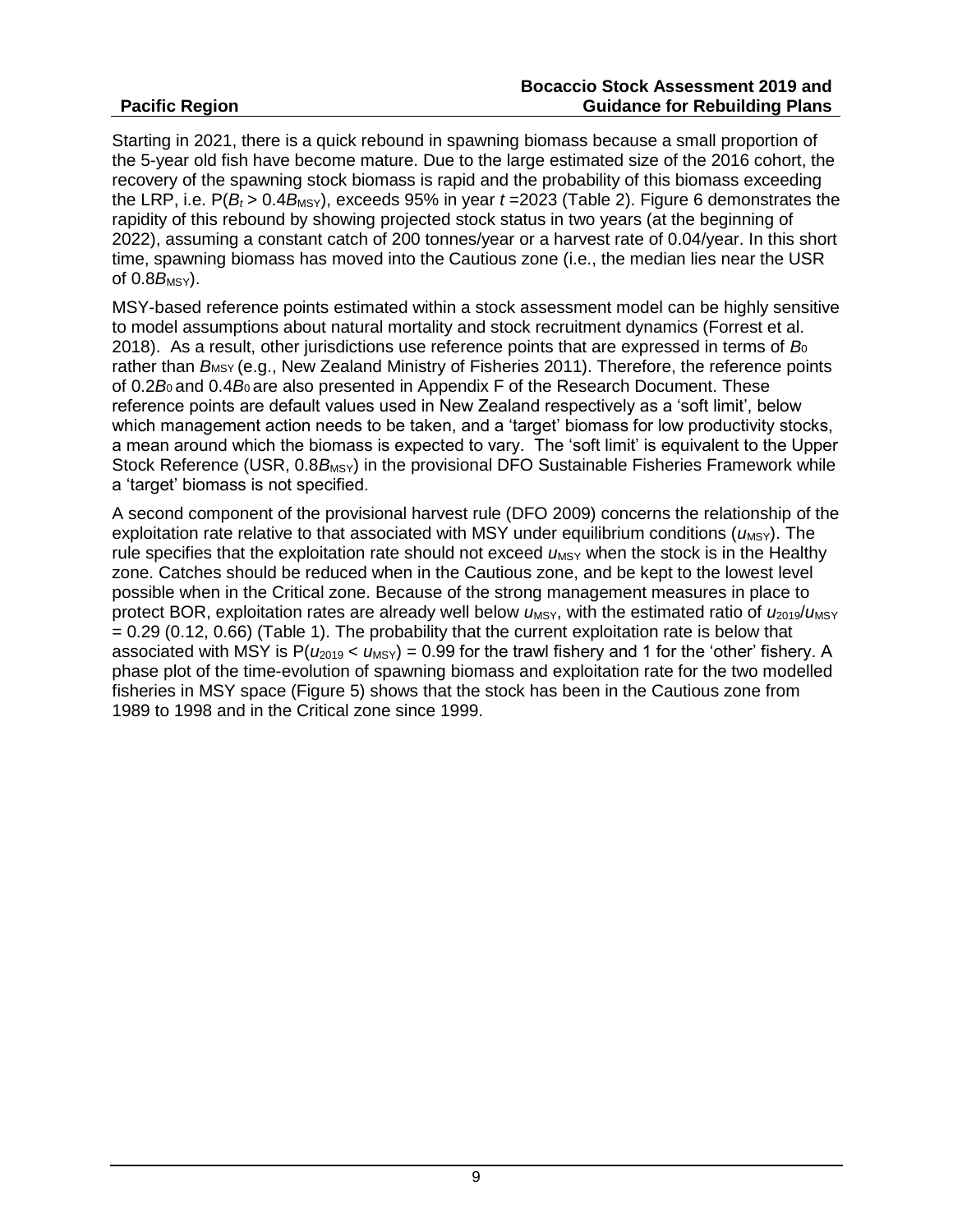Starting in 2021, there is a quick rebound in spawning biomass because a small proportion of the 5-year old fish have become mature. Due to the large estimated size of the 2016 cohort, the recovery of the spawning stock biomass is rapid and the probability of this biomass exceeding the LRP, i.e. $P(B_t > 0.4B_{MSY})$, exceeds 95% in year $t$ =2023 (Table 2). Figure 6 demonstrates the rapidity of this rebound by showing projected stock status in two years (at the beginning of 2022), assuming a constant catch of 200 tonnes/year or a harvest rate of 0.04/year. In this short time, spawning biomass has moved into the Cautious zone (i.e., the median lies near the USR of $0.8B_{MSY}$).

MSY-based reference points estimated within a stock assessment model can be highly sensitive to model assumptions about natural mortality and stock recruitment dynamics (Forrest et al. 2018). As a result, other jurisdictions use reference points that are expressed in terms of $B_0$ rather than $B_{MSY}$ (e.g., New Zealand Ministry of Fisheries 2011). Therefore, the reference points of $0.2B_0$ and $0.4B_0$ are also presented in Appendix F of the Research Document. These reference points are default values used in New Zealand respectively as a 'soft limit', below which management action needs to be taken, and a 'target' biomass for low productivity stocks, a mean around which the biomass is expected to vary. The 'soft limit' is equivalent to the Upper Stock Reference (USR, $0.8B_{MSY}$) in the provisional DFO Sustainable Fisheries Framework while a 'target' biomass is not specified.

A second component of the provisional harvest rule (DFO 2009) concerns the relationship of the exploitation rate relative to that associated with MSY under equilibrium conditions ($u_{MSY}$). The rule specifies that the exploitation rate should not exceed $u_{MSY}$ when the stock is in the Healthy zone. Catches should be reduced when in the Cautious zone, and be kept to the lowest level possible when in the Critical zone. Because of the strong management measures in place to protect BOR, exploitation rates are already well below $u_{MSY}$, with the estimated ratio of $u_{2019}/u_{MSY}$ = 0.29 (0.12, 0.66) (Table 1). The probability that the current exploitation rate is below that associated with MSY is $P(u_{2019} < u_{MSY})$ = 0.99 for the trawl fishery and 1 for the 'other' fishery. A phase plot of the time-evolution of spawning biomass and exploitation rate for the two modelled fisheries in MSY space (Figure 5) shows that the stock has been in the Cautious zone from 1989 to 1998 and in the Critical zone since 1999.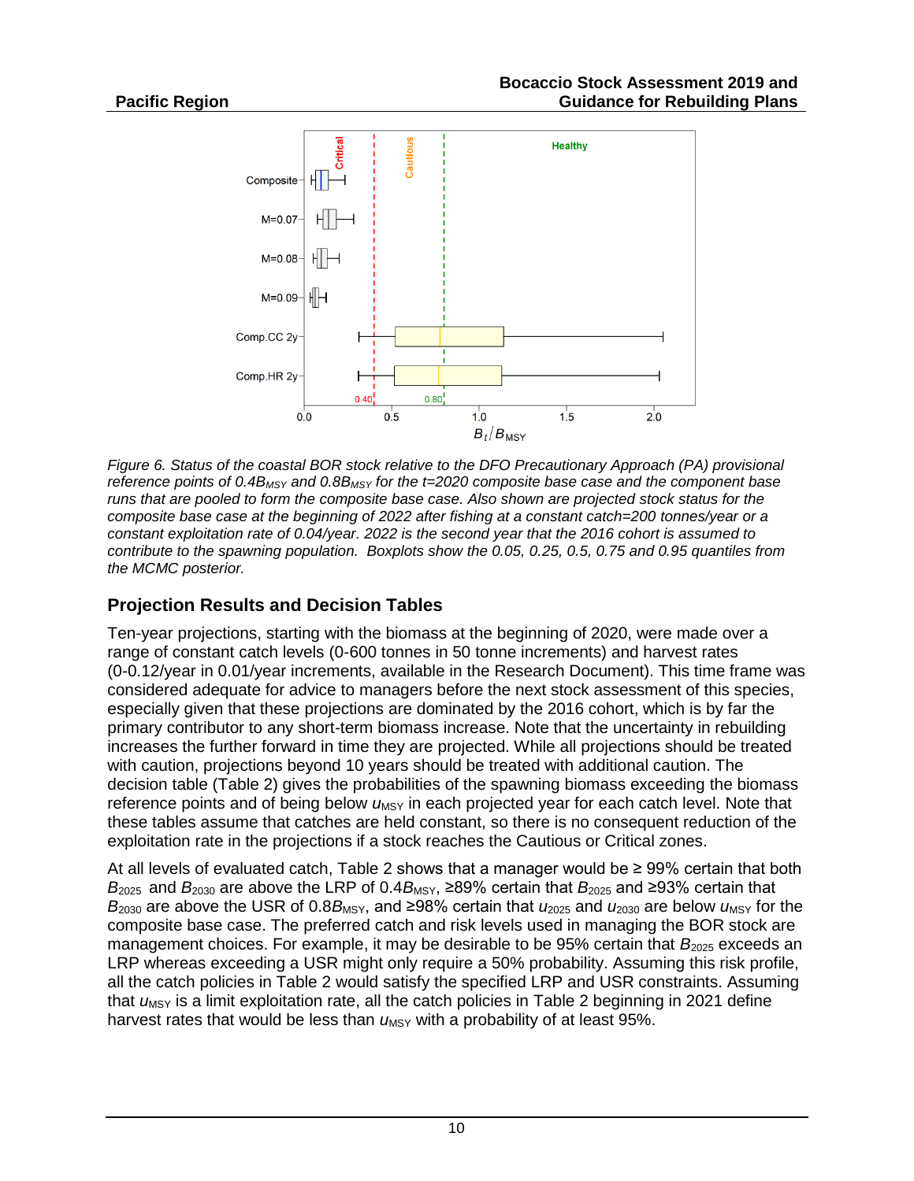*Figure 6. Status of the coastal BOR stock relative to the DFO Precautionary Approach (PA) provisional reference points of 0.4$B_{MSY}$ and 0.8$B_{MSY}$ for the t=2020 composite base case and the component base runs that are pooled to form the composite base case. Also shown are projected stock status for the composite base case at the beginning of 2022 after fishing at a constant catch=200 tonnes/year or a constant exploitation rate of 0.04/year. 2022 is the second year that the 2016 cohort is assumed to contribute to the spawning population. Boxplots show the 0.05, 0.25, 0.5, 0.75 and 0.95 quantiles from the MCMC posterior.*

## Projection Results and Decision Tables

Ten-year projections, starting with the biomass at the beginning of 2020, were made over a range of constant catch levels (0-600 tonnes in 50 tonne increments) and harvest rates (0-0.12/year in 0.01/year increments, available in the Research Document). This time frame was considered adequate for advice to managers before the next stock assessment of this species, especially given that these projections are dominated by the 2016 cohort, which is by far the primary contributor to any short-term biomass increase. Note that the uncertainty in rebuilding increases the further forward in time they are projected. While all projections should be treated with caution, projections beyond 10 years should be treated with additional caution. The decision table (Table 2) gives the probabilities of the spawning biomass exceeding the biomass reference points and of being below $u_{MSY}$ in each projected year for each catch level. Note that these tables assume that catches are held constant, so there is no consequent reduction of the exploitation rate in the projections if a stock reaches the Cautious or Critical zones.

At all levels of evaluated catch, Table 2 shows that a manager would be ≥ 99% certain that both $B_{2025}$ and $B_{2030}$ are above the LRP of 0.4$B_{MSY}$, ≥89% certain that $B_{2025}$ and ≥93% certain that $B_{2030}$ are above the USR of 0.8$B_{MSY}$, and ≥98% certain that $u_{2025}$ and $u_{2030}$ are below $u_{MSY}$ for the composite base case. The preferred catch and risk levels used in managing the BOR stock are management choices. For example, it may be desirable to be 95% certain that $B_{2025}$ exceeds an LRP whereas exceeding a USR might only require a 50% probability. Assuming this risk profile, all the catch policies in Table 2 would satisfy the specified LRP and USR constraints. Assuming that $u_{MSY}$ is a limit exploitation rate, all the catch policies in Table 2 beginning in 2021 define harvest rates that would be less than $u_{MSY}$ with a probability of at least 95%.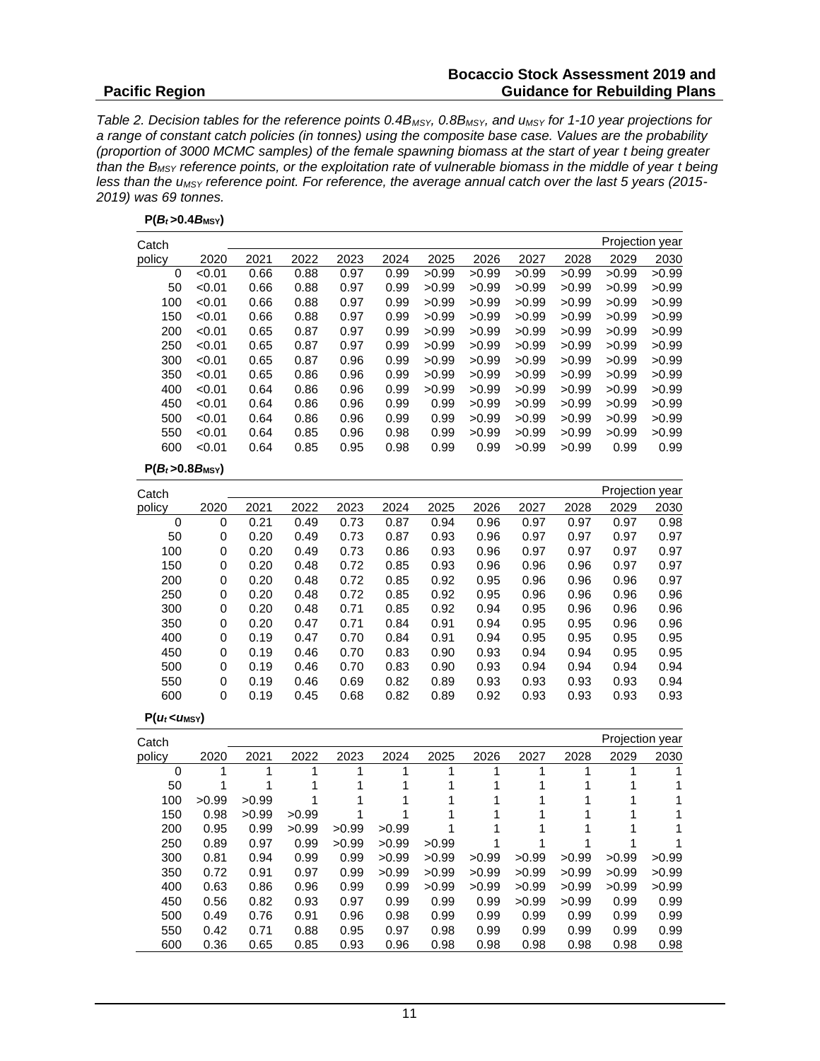*Table 2. Decision tables for the reference points $0.4B_{MSY}$, $0.8B_{MSY}$, and $u_{MSY}$ for 1-10 year projections for a range of constant catch policies (in tonnes) using the composite base case. Values are the probability (proportion of 3000 MCMC samples) of the female spawning biomass at the start of year t being greater than the $B_{MSY}$ reference points, or the exploitation rate of vulnerable biomass in the middle of year t being less than the $u_{MSY}$ reference point. For reference, the average annual catch over the last 5 years (2015-2019) was 69 tonnes.*

**$P(B_t > 0.4B_{MSY})$**

| Catch policy | 2020 | 2021 | 2022 | 2023 | 2024 | 2025 | 2026 | 2027 | 2028 | 2029 | 2030 |
|---|---|---|---|---|---|---|---|---|---|---|---|
| 0 | <0.01 | 0.66 | 0.88 | 0.97 | 0.99 | >0.99 | >0.99 | >0.99 | >0.99 | >0.99 | >0.99 |
| 50 | <0.01 | 0.66 | 0.88 | 0.97 | 0.99 | >0.99 | >0.99 | >0.99 | >0.99 | >0.99 | >0.99 |
| 100 | <0.01 | 0.66 | 0.88 | 0.97 | 0.99 | >0.99 | >0.99 | >0.99 | >0.99 | >0.99 | >0.99 |
| 150 | <0.01 | 0.66 | 0.88 | 0.97 | 0.99 | >0.99 | >0.99 | >0.99 | >0.99 | >0.99 | >0.99 |
| 200 | <0.01 | 0.65 | 0.87 | 0.97 | 0.99 | >0.99 | >0.99 | >0.99 | >0.99 | >0.99 | >0.99 |
| 250 | <0.01 | 0.65 | 0.87 | 0.97 | 0.99 | >0.99 | >0.99 | >0.99 | >0.99 | >0.99 | >0.99 |
| 300 | <0.01 | 0.65 | 0.87 | 0.96 | 0.99 | >0.99 | >0.99 | >0.99 | >0.99 | >0.99 | >0.99 |
| 350 | <0.01 | 0.65 | 0.86 | 0.96 | 0.99 | >0.99 | >0.99 | >0.99 | >0.99 | >0.99 | >0.99 |
| 400 | <0.01 | 0.64 | 0.86 | 0.96 | 0.99 | >0.99 | >0.99 | >0.99 | >0.99 | >0.99 | >0.99 |
| 450 | <0.01 | 0.64 | 0.86 | 0.96 | 0.99 | 0.99 | >0.99 | >0.99 | >0.99 | >0.99 | >0.99 |
| 500 | <0.01 | 0.64 | 0.86 | 0.96 | 0.99 | 0.99 | >0.99 | >0.99 | >0.99 | >0.99 | >0.99 |
| 550 | <0.01 | 0.64 | 0.85 | 0.96 | 0.98 | 0.99 | >0.99 | >0.99 | >0.99 | >0.99 | >0.99 |
| 600 | <0.01 | 0.64 | 0.85 | 0.95 | 0.98 | 0.99 | 0.99 | >0.99 | >0.99 | 0.99 | 0.99 |

**$P(B_t > 0.8B_{MSY})$**

| Catch policy | 2020 | 2021 | 2022 | 2023 | 2024 | 2025 | 2026 | 2027 | 2028 | 2029 | 2030 |
|---|---|---|---|---|---|---|---|---|---|---|---|
| 0 | 0 | 0.21 | 0.49 | 0.73 | 0.87 | 0.94 | 0.96 | 0.97 | 0.97 | 0.97 | 0.98 |
| 50 | 0 | 0.20 | 0.49 | 0.73 | 0.87 | 0.93 | 0.96 | 0.97 | 0.97 | 0.97 | 0.97 |
| 100 | 0 | 0.20 | 0.49 | 0.73 | 0.86 | 0.93 | 0.96 | 0.97 | 0.97 | 0.97 | 0.97 |
| 150 | 0 | 0.20 | 0.48 | 0.72 | 0.85 | 0.93 | 0.96 | 0.96 | 0.96 | 0.97 | 0.97 |
| 200 | 0 | 0.20 | 0.48 | 0.72 | 0.85 | 0.92 | 0.95 | 0.96 | 0.96 | 0.96 | 0.97 |
| 250 | 0 | 0.20 | 0.48 | 0.72 | 0.85 | 0.92 | 0.95 | 0.96 | 0.96 | 0.96 | 0.96 |
| 300 | 0 | 0.20 | 0.48 | 0.71 | 0.85 | 0.92 | 0.94 | 0.95 | 0.96 | 0.96 | 0.96 |
| 350 | 0 | 0.20 | 0.47 | 0.71 | 0.84 | 0.91 | 0.94 | 0.95 | 0.95 | 0.96 | 0.96 |
| 400 | 0 | 0.19 | 0.47 | 0.70 | 0.84 | 0.91 | 0.94 | 0.95 | 0.95 | 0.95 | 0.95 |
| 450 | 0 | 0.19 | 0.46 | 0.70 | 0.83 | 0.90 | 0.93 | 0.94 | 0.94 | 0.95 | 0.95 |
| 500 | 0 | 0.19 | 0.46 | 0.70 | 0.83 | 0.90 | 0.93 | 0.94 | 0.94 | 0.94 | 0.94 |
| 550 | 0 | 0.19 | 0.46 | 0.69 | 0.82 | 0.89 | 0.93 | 0.93 | 0.93 | 0.93 | 0.94 |
| 600 | 0 | 0.19 | 0.45 | 0.68 | 0.82 | 0.89 | 0.92 | 0.93 | 0.93 | 0.93 | 0.93 |

**$P(u_t < u_{MSY})$**

| Catch policy | 2020 | 2021 | 2022 | 2023 | 2024 | 2025 | 2026 | 2027 | 2028 | 2029 | 2030 |
|---|---|---|---|---|---|---|---|---|---|---|---|
| 0 | 1 | 1 | 1 | 1 | 1 | 1 | 1 | 1 | 1 | 1 | 1 |
| 50 | 1 | 1 | 1 | 1 | 1 | 1 | 1 | 1 | 1 | 1 | 1 |
| 100 | >0.99 | >0.99 | 1 | 1 | 1 | 1 | 1 | 1 | 1 | 1 | 1 |
| 150 | 0.98 | >0.99 | >0.99 | 1 | 1 | 1 | 1 | 1 | 1 | 1 | 1 |
| 200 | 0.95 | 0.99 | >0.99 | >0.99 | >0.99 | 1 | 1 | 1 | 1 | 1 | 1 |
| 250 | 0.89 | 0.97 | 0.99 | >0.99 | >0.99 | >0.99 | 1 | 1 | 1 | 1 | 1 |
| 300 | 0.81 | 0.94 | 0.99 | 0.99 | >0.99 | >0.99 | >0.99 | >0.99 | >0.99 | >0.99 | >0.99 |
| 350 | 0.72 | 0.91 | 0.97 | 0.99 | >0.99 | >0.99 | >0.99 | >0.99 | >0.99 | >0.99 | >0.99 |
| 400 | 0.63 | 0.86 | 0.96 | 0.99 | 0.99 | >0.99 | >0.99 | >0.99 | >0.99 | >0.99 | >0.99 |
| 450 | 0.56 | 0.82 | 0.93 | 0.97 | 0.99 | 0.99 | 0.99 | >0.99 | >0.99 | 0.99 | 0.99 |
| 500 | 0.49 | 0.76 | 0.91 | 0.96 | 0.98 | 0.99 | 0.99 | 0.99 | 0.99 | 0.99 | 0.99 |
| 550 | 0.42 | 0.71 | 0.88 | 0.95 | 0.97 | 0.98 | 0.99 | 0.99 | 0.99 | 0.99 | 0.99 |
| 600 | 0.36 | 0.65 | 0.85 | 0.93 | 0.96 | 0.98 | 0.98 | 0.98 | 0.98 | 0.98 | 0.98 |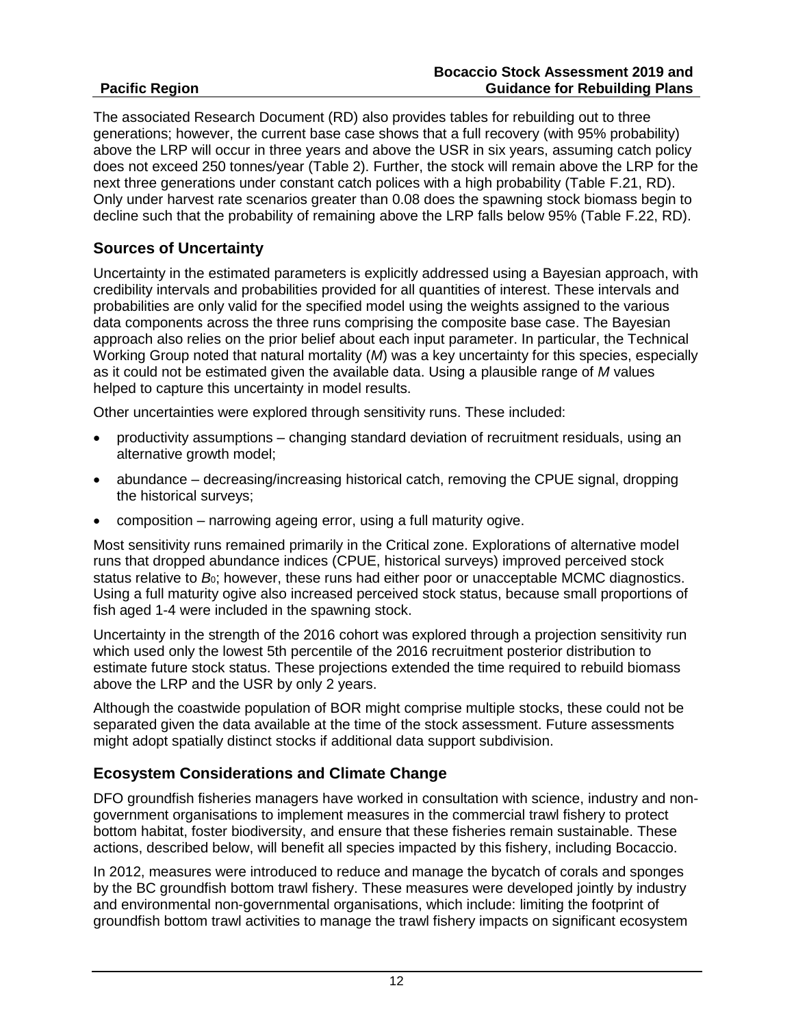The associated Research Document (RD) also provides tables for rebuilding out to three generations; however, the current base case shows that a full recovery (with 95% probability) above the LRP will occur in three years and above the USR in six years, assuming catch policy does not exceed 250 tonnes/year (Table 2). Further, the stock will remain above the LRP for the next three generations under constant catch polices with a high probability (Table F.21, RD). Only under harvest rate scenarios greater than 0.08 does the spawning stock biomass begin to decline such that the probability of remaining above the LRP falls below 95% (Table F.22, RD).

## Sources of Uncertainty

Uncertainty in the estimated parameters is explicitly addressed using a Bayesian approach, with credibility intervals and probabilities provided for all quantities of interest. These intervals and probabilities are only valid for the specified model using the weights assigned to the various data components across the three runs comprising the composite base case. The Bayesian approach also relies on the prior belief about each input parameter. In particular, the Technical Working Group noted that natural mortality ($M$) was a key uncertainty for this species, especially as it could not be estimated given the available data. Using a plausible range of $M$ values helped to capture this uncertainty in model results.

Other uncertainties were explored through sensitivity runs. These included:

- productivity assumptions – changing standard deviation of recruitment residuals, using an alternative growth model;
- abundance – decreasing/increasing historical catch, removing the CPUE signal, dropping the historical surveys;
- composition – narrowing ageing error, using a full maturity ogive.

Most sensitivity runs remained primarily in the Critical zone. Explorations of alternative model runs that dropped abundance indices (CPUE, historical surveys) improved perceived stock status relative to $B_0$; however, these runs had either poor or unacceptable MCMC diagnostics. Using a full maturity ogive also increased perceived stock status, because small proportions of fish aged 1-4 were included in the spawning stock.

Uncertainty in the strength of the 2016 cohort was explored through a projection sensitivity run which used only the lowest 5th percentile of the 2016 recruitment posterior distribution to estimate future stock status. These projections extended the time required to rebuild biomass above the LRP and the USR by only 2 years.

Although the coastwide population of BOR might comprise multiple stocks, these could not be separated given the data available at the time of the stock assessment. Future assessments might adopt spatially distinct stocks if additional data support subdivision.

## Ecosystem Considerations and Climate Change

DFO groundfish fisheries managers have worked in consultation with science, industry and non-government organisations to implement measures in the commercial trawl fishery to protect bottom habitat, foster biodiversity, and ensure that these fisheries remain sustainable. These actions, described below, will benefit all species impacted by this fishery, including Bocaccio.

In 2012, measures were introduced to reduce and manage the bycatch of corals and sponges by the BC groundfish bottom trawl fishery. These measures were developed jointly by industry and environmental non-governmental organisations, which include: limiting the footprint of groundfish bottom trawl activities to manage the trawl fishery impacts on significant ecosystem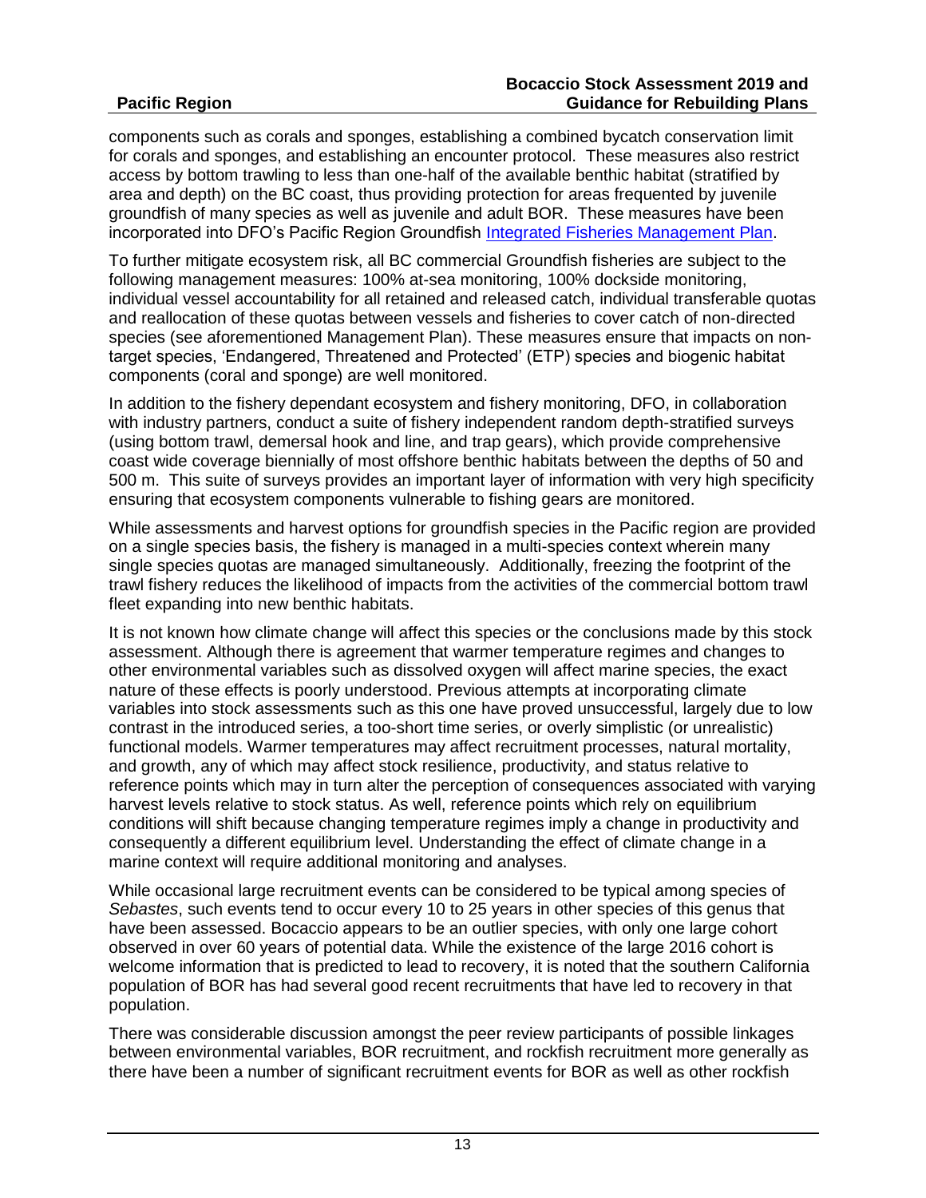components such as corals and sponges, establishing a combined bycatch conservation limit for corals and sponges, and establishing an encounter protocol. These measures also restrict access by bottom trawling to less than one-half of the available benthic habitat (stratified by area and depth) on the BC coast, thus providing protection for areas frequented by juvenile groundfish of many species as well as juvenile and adult BOR. These measures have been incorporated into DFO's Pacific Region Groundfish Integrated Fisheries Management Plan.

To further mitigate ecosystem risk, all BC commercial Groundfish fisheries are subject to the following management measures: 100% at-sea monitoring, 100% dockside monitoring, individual vessel accountability for all retained and released catch, individual transferable quotas and reallocation of these quotas between vessels and fisheries to cover catch of non-directed species (see aforementioned Management Plan). These measures ensure that impacts on non-target species, 'Endangered, Threatened and Protected' (ETP) species and biogenic habitat components (coral and sponge) are well monitored.

In addition to the fishery dependant ecosystem and fishery monitoring, DFO, in collaboration with industry partners, conduct a suite of fishery independent random depth-stratified surveys (using bottom trawl, demersal hook and line, and trap gears), which provide comprehensive coast wide coverage biennially of most offshore benthic habitats between the depths of 50 and 500 m. This suite of surveys provides an important layer of information with very high specificity ensuring that ecosystem components vulnerable to fishing gears are monitored.

While assessments and harvest options for groundfish species in the Pacific region are provided on a single species basis, the fishery is managed in a multi-species context wherein many single species quotas are managed simultaneously. Additionally, freezing the footprint of the trawl fishery reduces the likelihood of impacts from the activities of the commercial bottom trawl fleet expanding into new benthic habitats.

It is not known how climate change will affect this species or the conclusions made by this stock assessment. Although there is agreement that warmer temperature regimes and changes to other environmental variables such as dissolved oxygen will affect marine species, the exact nature of these effects is poorly understood. Previous attempts at incorporating climate variables into stock assessments such as this one have proved unsuccessful, largely due to low contrast in the introduced series, a too-short time series, or overly simplistic (or unrealistic) functional models. Warmer temperatures may affect recruitment processes, natural mortality, and growth, any of which may affect stock resilience, productivity, and status relative to reference points which may in turn alter the perception of consequences associated with varying harvest levels relative to stock status. As well, reference points which rely on equilibrium conditions will shift because changing temperature regimes imply a change in productivity and consequently a different equilibrium level. Understanding the effect of climate change in a marine context will require additional monitoring and analyses.

While occasional large recruitment events can be considered to be typical among species of *Sebastes*, such events tend to occur every 10 to 25 years in other species of this genus that have been assessed. Bocaccio appears to be an outlier species, with only one large cohort observed in over 60 years of potential data. While the existence of the large 2016 cohort is welcome information that is predicted to lead to recovery, it is noted that the southern California population of BOR has had several good recent recruitments that have led to recovery in that population.

There was considerable discussion amongst the peer review participants of possible linkages between environmental variables, BOR recruitment, and rockfish recruitment more generally as there have been a number of significant recruitment events for BOR as well as other rockfish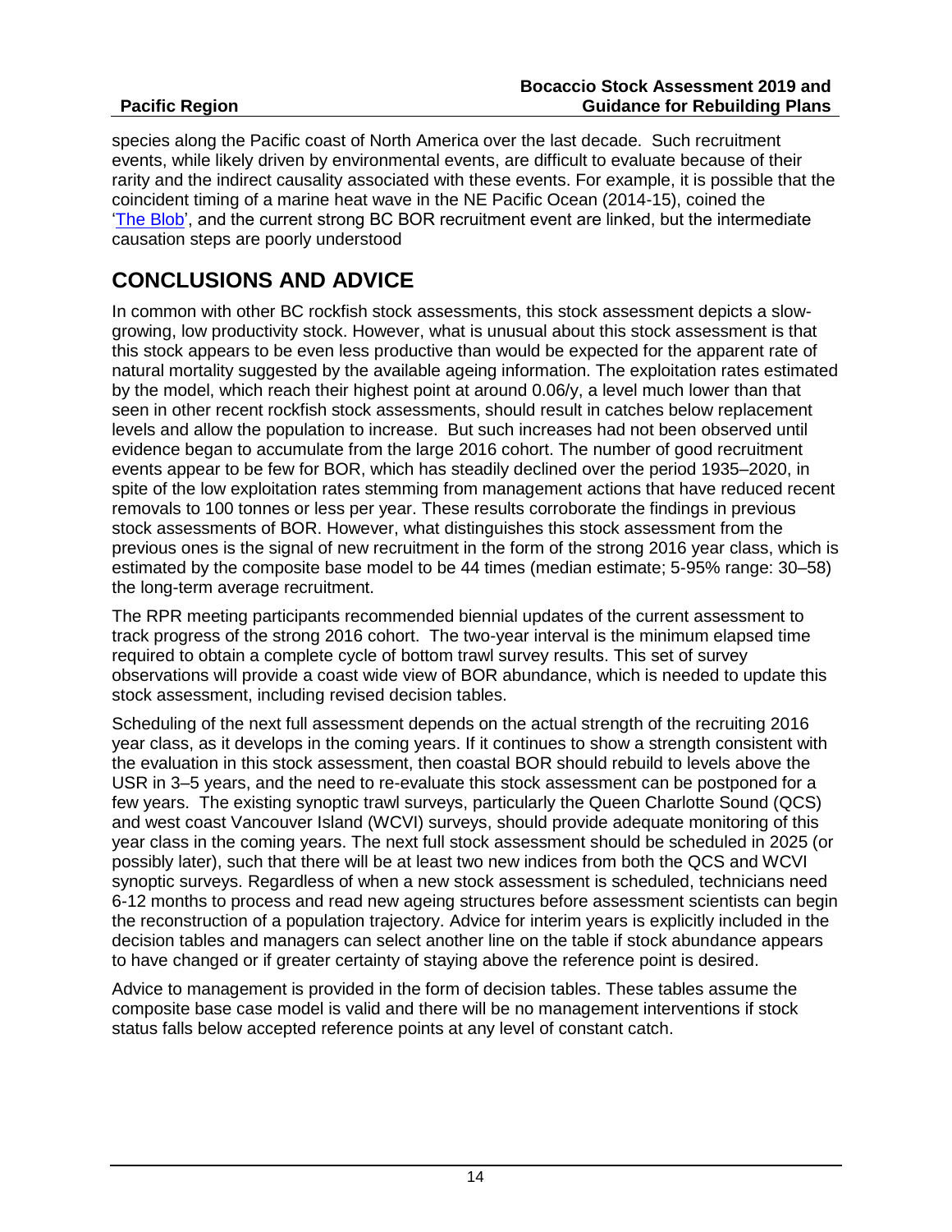species along the Pacific coast of North America over the last decade. Such recruitment events, while likely driven by environmental events, are difficult to evaluate because of their rarity and the indirect causality associated with these events. For example, it is possible that the coincident timing of a marine heat wave in the NE Pacific Ocean (2014-15), coined the '[The Blob](The Blob)', and the current strong BC BOR recruitment event are linked, but the intermediate causation steps are poorly understood

## CONCLUSIONS AND ADVICE

In common with other BC rockfish stock assessments, this stock assessment depicts a slow-growing, low productivity stock. However, what is unusual about this stock assessment is that this stock appears to be even less productive than would be expected for the apparent rate of natural mortality suggested by the available ageing information. The exploitation rates estimated by the model, which reach their highest point at around 0.06/y, a level much lower than that seen in other recent rockfish stock assessments, should result in catches below replacement levels and allow the population to increase. But such increases had not been observed until evidence began to accumulate from the large 2016 cohort. The number of good recruitment events appear to be few for BOR, which has steadily declined over the period 1935–2020, in spite of the low exploitation rates stemming from management actions that have reduced recent removals to 100 tonnes or less per year. These results corroborate the findings in previous stock assessments of BOR. However, what distinguishes this stock assessment from the previous ones is the signal of new recruitment in the form of the strong 2016 year class, which is estimated by the composite base model to be 44 times (median estimate; 5-95% range: 30–58) the long-term average recruitment.

The RPR meeting participants recommended biennial updates of the current assessment to track progress of the strong 2016 cohort. The two-year interval is the minimum elapsed time required to obtain a complete cycle of bottom trawl survey results. This set of survey observations will provide a coast wide view of BOR abundance, which is needed to update this stock assessment, including revised decision tables.

Scheduling of the next full assessment depends on the actual strength of the recruiting 2016 year class, as it develops in the coming years. If it continues to show a strength consistent with the evaluation in this stock assessment, then coastal BOR should rebuild to levels above the USR in 3–5 years, and the need to re-evaluate this stock assessment can be postponed for a few years. The existing synoptic trawl surveys, particularly the Queen Charlotte Sound (QCS) and west coast Vancouver Island (WCVI) surveys, should provide adequate monitoring of this year class in the coming years. The next full stock assessment should be scheduled in 2025 (or possibly later), such that there will be at least two new indices from both the QCS and WCVI synoptic surveys. Regardless of when a new stock assessment is scheduled, technicians need 6-12 months to process and read new ageing structures before assessment scientists can begin the reconstruction of a population trajectory. Advice for interim years is explicitly included in the decision tables and managers can select another line on the table if stock abundance appears to have changed or if greater certainty of staying above the reference point is desired.

Advice to management is provided in the form of decision tables. These tables assume the composite base case model is valid and there will be no management interventions if stock status falls below accepted reference points at any level of constant catch.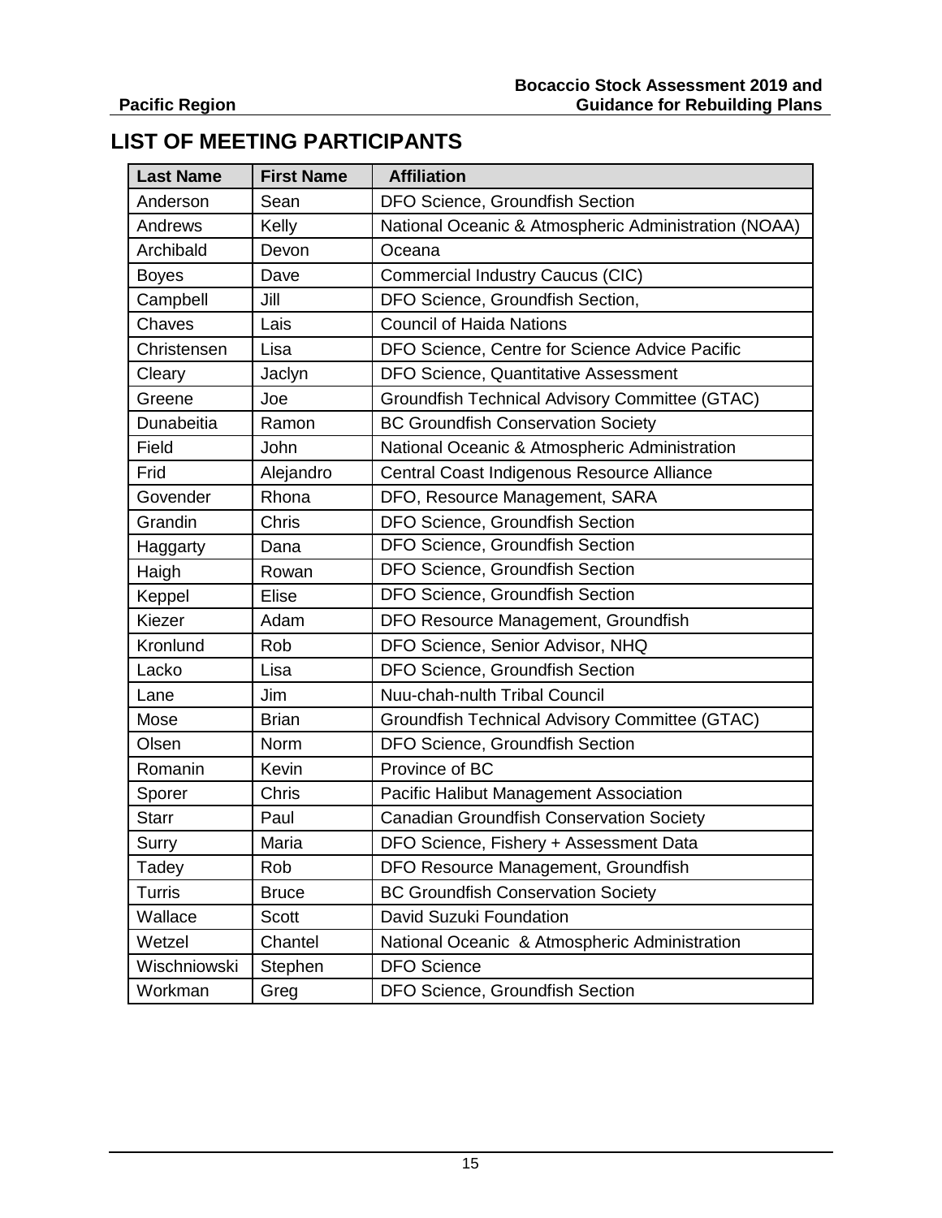## LIST OF MEETING PARTICIPANTS

| Last Name | First Name | Affiliation |
|---|---|---|
| Anderson | Sean | DFO Science, Groundfish Section |
| Andrews | Kelly | National Oceanic & Atmospheric Administration (NOAA) |
| Archibald | Devon | Oceana |
| Boyes | Dave | Commercial Industry Caucus (CIC) |
| Campbell | Jill | DFO Science, Groundfish Section, |
| Chaves | Lais | Council of Haida Nations |
| Christensen | Lisa | DFO Science, Centre for Science Advice Pacific |
| Cleary | Jaclyn | DFO Science, Quantitative Assessment |
| Greene | Joe | Groundfish Technical Advisory Committee (GTAC) |
| Dunabeitia | Ramon | BC Groundfish Conservation Society |
| Field | John | National Oceanic & Atmospheric Administration |
| Frid | Alejandro | Central Coast Indigenous Resource Alliance |
| Govender | Rhona | DFO, Resource Management, SARA |
| Grandin | Chris | DFO Science, Groundfish Section |
| Haggarty | Dana | DFO Science, Groundfish Section |
| Haigh | Rowan | DFO Science, Groundfish Section |
| Keppel | Elise | DFO Science, Groundfish Section |
| Kiezer | Adam | DFO Resource Management, Groundfish |
| Kronlund | Rob | DFO Science, Senior Advisor, NHQ |
| Lacko | Lisa | DFO Science, Groundfish Section |
| Lane | Jim | Nuu-chah-nulth Tribal Council |
| Mose | Brian | Groundfish Technical Advisory Committee (GTAC) |
| Olsen | Norm | DFO Science, Groundfish Section |
| Romanin | Kevin | Province of BC |
| Sporer | Chris | Pacific Halibut Management Association |
| Starr | Paul | Canadian Groundfish Conservation Society |
| Surry | Maria | DFO Science, Fishery + Assessment Data |
| Tadey | Rob | DFO Resource Management, Groundfish |
| Turris | Bruce | BC Groundfish Conservation Society |
| Wallace | Scott | David Suzuki Foundation |
| Wetzel | Chantel | National Oceanic & Atmospheric Administration |
| Wischniowski | Stephen | DFO Science |
| Workman | Greg | DFO Science, Groundfish Section |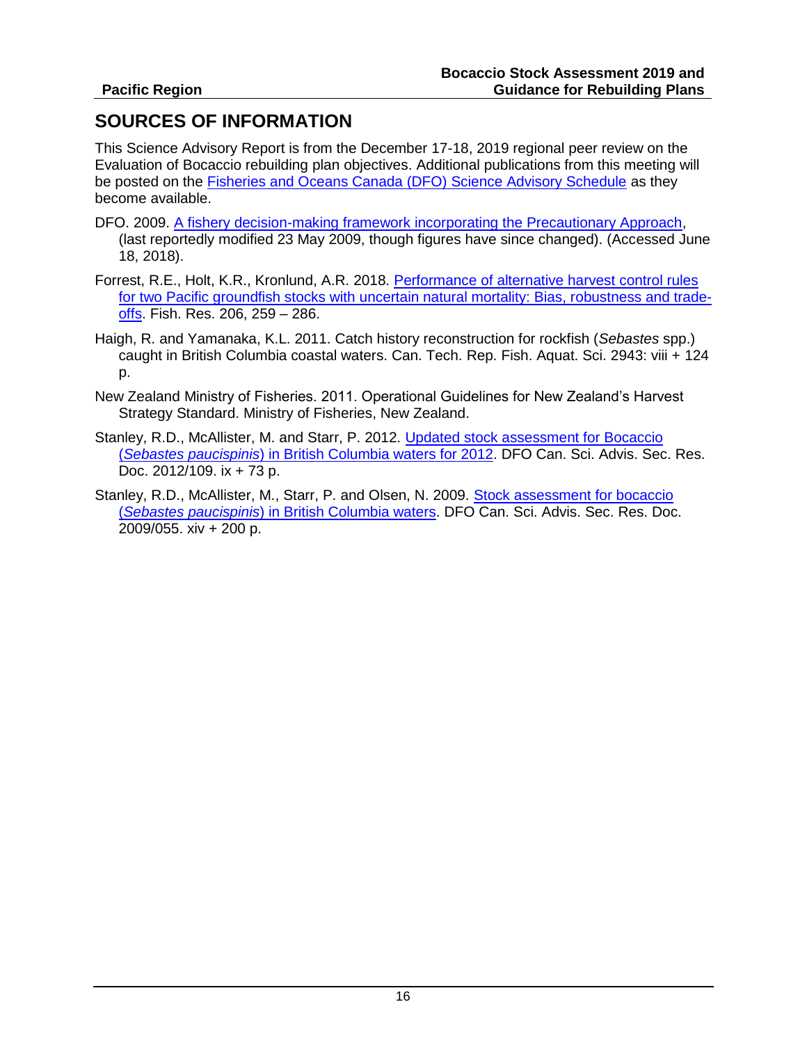## SOURCES OF INFORMATION

This Science Advisory Report is from the December 17-18, 2019 regional peer review on the Evaluation of Bocaccio rebuilding plan objectives. Additional publications from this meeting will be posted on the Fisheries and Oceans Canada (DFO) Science Advisory Schedule as they become available.

DFO. 2009. A fishery decision-making framework incorporating the Precautionary Approach, (last reportedly modified 23 May 2009, though figures have since changed). (Accessed June 18, 2018).

Forrest, R.E., Holt, K.R., Kronlund, A.R. 2018. Performance of alternative harvest control rules for two Pacific groundfish stocks with uncertain natural mortality: Bias, robustness and trade-offs. Fish. Res. 206, 259 – 286.

Haigh, R. and Yamanaka, K.L. 2011. Catch history reconstruction for rockfish (*Sebastes* spp.) caught in British Columbia coastal waters. Can. Tech. Rep. Fish. Aquat. Sci. 2943: viii + 124 p.

New Zealand Ministry of Fisheries. 2011. Operational Guidelines for New Zealand's Harvest Strategy Standard. Ministry of Fisheries, New Zealand.

Stanley, R.D., McAllister, M. and Starr, P. 2012. Updated stock assessment for Bocaccio (*Sebastes paucispinis*) in British Columbia waters for 2012. DFO Can. Sci. Advis. Sec. Res. Doc. 2012/109. ix + 73 p.

Stanley, R.D., McAllister, M., Starr, P. and Olsen, N. 2009. Stock assessment for bocaccio (*Sebastes paucispinis*) in British Columbia waters. DFO Can. Sci. Advis. Sec. Res. Doc. 2009/055. xiv + 200 p.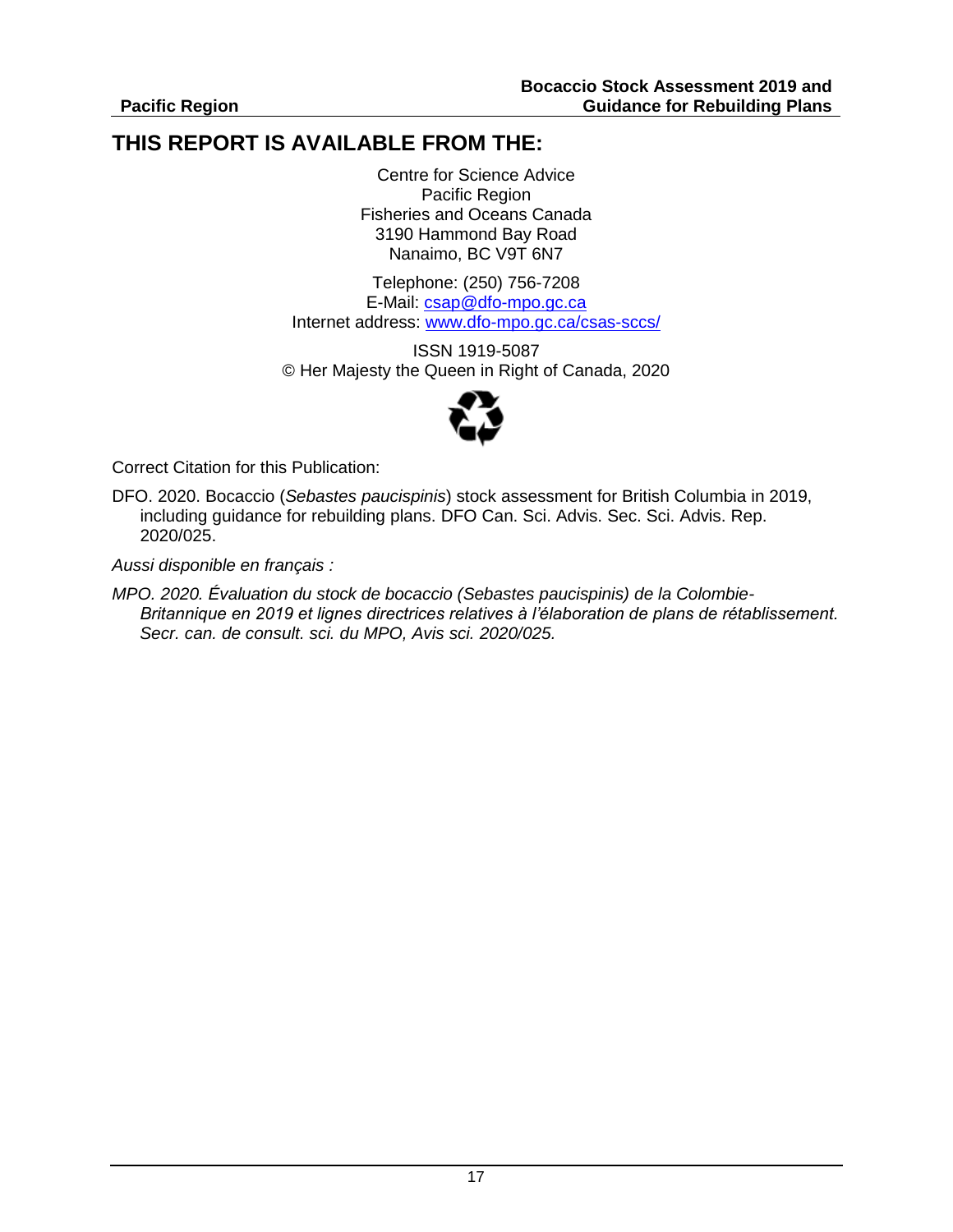## THIS REPORT IS AVAILABLE FROM THE:

Centre for Science Advice
Pacific Region
Fisheries and Oceans Canada
3190 Hammond Bay Road
Nanaimo, BC V9T 6N7

Telephone: (250) 756-7208
E-Mail: csap@dfo-mpo.gc.ca
Internet address: www.dfo-mpo.gc.ca/csas-sccs/

ISSN 1919-5087
© Her Majesty the Queen in Right of Canada, 2020

Correct Citation for this Publication:

DFO. 2020. Bocaccio (*Sebastes paucispinis*) stock assessment for British Columbia in 2019, including guidance for rebuilding plans. DFO Can. Sci. Advis. Sec. Sci. Advis. Rep. 2020/025.

*Aussi disponible en français :*

*MPO. 2020. Évaluation du stock de bocaccio (Sebastes paucispinis) de la Colombie-Britannique en 2019 et lignes directrices relatives à l'élaboration de plans de rétablissement. Secr. can. de consult. sci. du MPO, Avis sci. 2020/025.*